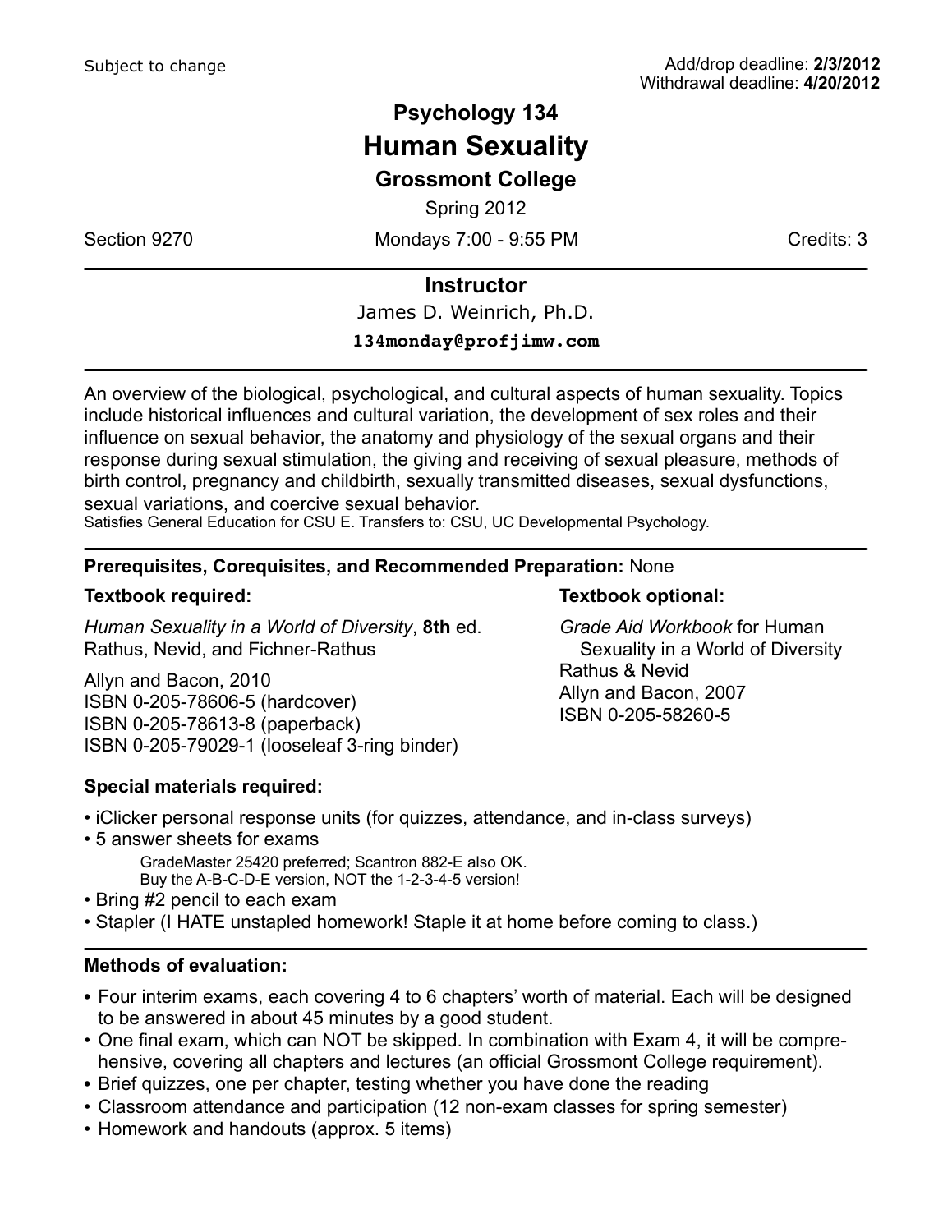Subject to change

Add/drop deadline: **2/3/2012**
Withdrawal deadline: **4/20/2012**

# Psychology 134

# Human Sexuality

## Grossmont College

Spring 2012

Section 9270 | Mondays 7:00 - 9:55 PM | Credits: 3

---

## Instructor

James D. Weinrich, Ph.D.

**134monday@profjimw.com**

---

An overview of the biological, psychological, and cultural aspects of human sexuality. Topics include historical influences and cultural variation, the development of sex roles and their influence on sexual behavior, the anatomy and physiology of the sexual organs and their response during sexual stimulation, the giving and receiving of sexual pleasure, methods of birth control, pregnancy and childbirth, sexually transmitted diseases, sexual dysfunctions, sexual variations, and coercive sexual behavior.

Satisfies General Education for CSU E. Transfers to: CSU, UC Developmental Psychology.

---

**Prerequisites, Corequisites, and Recommended Preparation:** None

**Textbook required:**

*Human Sexuality in a World of Diversity*, **8th** ed.
Rathus, Nevid, and Fichner-Rathus

Allyn and Bacon, 2010
ISBN 0-205-78606-5 (hardcover)
ISBN 0-205-78613-8 (paperback)
ISBN 0-205-79029-1 (looseleaf 3-ring binder)

**Textbook optional:**

*Grade Aid Workbook* for Human Sexuality in a World of Diversity
Rathus & Nevid
Allyn and Bacon, 2007
ISBN 0-205-58260-5

**Special materials required:**

- iClicker personal response units (for quizzes, attendance, and in-class surveys)
- 5 answer sheets for exams
  - GradeMaster 25420 preferred; Scantron 882-E also OK.
  - Buy the A-B-C-D-E version, NOT the 1-2-3-4-5 version!
- Bring #2 pencil to each exam
- Stapler (I HATE unstapled homework! Staple it at home before coming to class.)

---

**Methods of evaluation:**

- Four interim exams, each covering 4 to 6 chapters' worth of material. Each will be designed to be answered in about 45 minutes by a good student.
- One final exam, which can NOT be skipped. In combination with Exam 4, it will be comprehensive, covering all chapters and lectures (an official Grossmont College requirement).
- Brief quizzes, one per chapter, testing whether you have done the reading
- Classroom attendance and participation (12 non-exam classes for spring semester)
- Homework and handouts (approx. 5 items)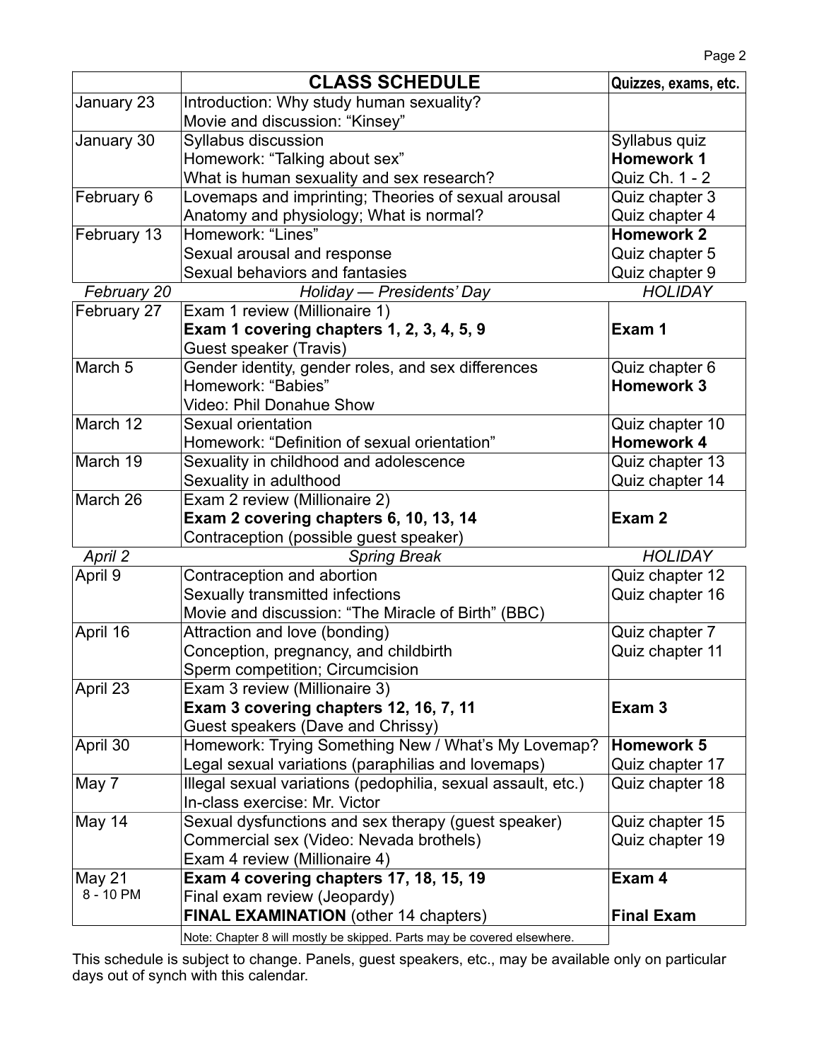| | **CLASS SCHEDULE** | **Quizzes, exams, etc.** |
|---|---|---|
| January 23 | Introduction: Why study human sexuality?<br>Movie and discussion: "Kinsey" | |
| January 30 | Syllabus discussion<br>Homework: "Talking about sex"<br>What is human sexuality and sex research? | Syllabus quiz<br>**Homework 1**<br>Quiz Ch. 1 - 2 |
| February 6 | Lovemaps and imprinting; Theories of sexual arousal<br>Anatomy and physiology; What is normal? | Quiz chapter 3<br>Quiz chapter 4 |
| February 13 | Homework: "Lines"<br>Sexual arousal and response<br>Sexual behaviors and fantasies | **Homework 2**<br>Quiz chapter 5<br>Quiz chapter 9 |
| *February 20* | *Holiday — Presidents' Day* | *HOLIDAY* |
| February 27 | Exam 1 review (Millionaire 1)<br>**Exam 1 covering chapters 1, 2, 3, 4, 5, 9**<br>Guest speaker (Travis) | **Exam 1** |
| March 5 | Gender identity, gender roles, and sex differences<br>Homework: "Babies"<br>Video: Phil Donahue Show | Quiz chapter 6<br>**Homework 3** |
| March 12 | Sexual orientation<br>Homework: "Definition of sexual orientation" | Quiz chapter 10<br>**Homework 4** |
| March 19 | Sexuality in childhood and adolescence<br>Sexuality in adulthood | Quiz chapter 13<br>Quiz chapter 14 |
| March 26 | Exam 2 review (Millionaire 2)<br>**Exam 2 covering chapters 6, 10, 13, 14**<br>Contraception (possible guest speaker) | **Exam 2** |
| *April 2* | *Spring Break* | *HOLIDAY* |
| April 9 | Contraception and abortion<br>Sexually transmitted infections<br>Movie and discussion: "The Miracle of Birth" (BBC) | Quiz chapter 12<br>Quiz chapter 16 |
| April 16 | Attraction and love (bonding)<br>Conception, pregnancy, and childbirth<br>Sperm competition; Circumcision | Quiz chapter 7<br>Quiz chapter 11 |
| April 23 | Exam 3 review (Millionaire 3)<br>**Exam 3 covering chapters 12, 16, 7, 11**<br>Guest speakers (Dave and Chrissy) | **Exam 3** |
| April 30 | Homework: Trying Something New / What's My Lovemap?<br>Legal sexual variations (paraphilias and lovemaps) | **Homework 5**<br>Quiz chapter 17 |
| May 7 | Illegal sexual variations (pedophilia, sexual assault, etc.)<br>In-class exercise: Mr. Victor | Quiz chapter 18 |
| May 14 | Sexual dysfunctions and sex therapy (guest speaker)<br>Commercial sex (Video: Nevada brothels)<br>Exam 4 review (Millionaire 4) | Quiz chapter 15<br>Quiz chapter 19 |
| May 21<br>8 - 10 PM | **Exam 4 covering chapters 17, 18, 15, 19**<br>Final exam review (Jeopardy)<br>**FINAL EXAMINATION** (other 14 chapters) | **Exam 4**<br><br>**Final Exam** |
| | Note: Chapter 8 will mostly be skipped. Parts may be covered elsewhere. | |

This schedule is subject to change. Panels, guest speakers, etc., may be available only on particular days out of synch with this calendar.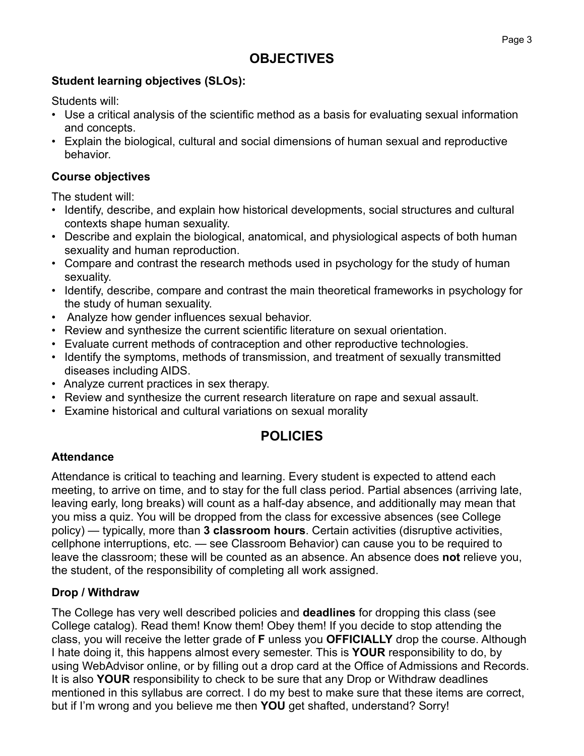# OBJECTIVES

### Student learning objectives (SLOs):

Students will:

- Use a critical analysis of the scientific method as a basis for evaluating sexual information and concepts.
- Explain the biological, cultural and social dimensions of human sexual and reproductive behavior.

### Course objectives

The student will:

- Identify, describe, and explain how historical developments, social structures and cultural contexts shape human sexuality.
- Describe and explain the biological, anatomical, and physiological aspects of both human sexuality and human reproduction.
- Compare and contrast the research methods used in psychology for the study of human sexuality.
- Identify, describe, compare and contrast the main theoretical frameworks in psychology for the study of human sexuality.
- Analyze how gender influences sexual behavior.
- Review and synthesize the current scientific literature on sexual orientation.
- Evaluate current methods of contraception and other reproductive technologies.
- Identify the symptoms, methods of transmission, and treatment of sexually transmitted diseases including AIDS.
- Analyze current practices in sex therapy.
- Review and synthesize the current research literature on rape and sexual assault.
- Examine historical and cultural variations on sexual morality

# POLICIES

### Attendance

Attendance is critical to teaching and learning. Every student is expected to attend each meeting, to arrive on time, and to stay for the full class period. Partial absences (arriving late, leaving early, long breaks) will count as a half-day absence, and additionally may mean that you miss a quiz. You will be dropped from the class for excessive absences (see College policy) — typically, more than **3 classroom hours**. Certain activities (disruptive activities, cellphone interruptions, etc. — see Classroom Behavior) can cause you to be required to leave the classroom; these will be counted as an absence. An absence does **not** relieve you, the student, of the responsibility of completing all work assigned.

### Drop / Withdraw

The College has very well described policies and **deadlines** for dropping this class (see College catalog). Read them! Know them! Obey them! If you decide to stop attending the class, you will receive the letter grade of **F** unless you **OFFICIALLY** drop the course. Although I hate doing it, this happens almost every semester. This is **YOUR** responsibility to do, by using WebAdvisor online, or by filling out a drop card at the Office of Admissions and Records. It is also **YOUR** responsibility to check to be sure that any Drop or Withdraw deadlines mentioned in this syllabus are correct. I do my best to make sure that these items are correct, but if I'm wrong and you believe me then **YOU** get shafted, understand? Sorry!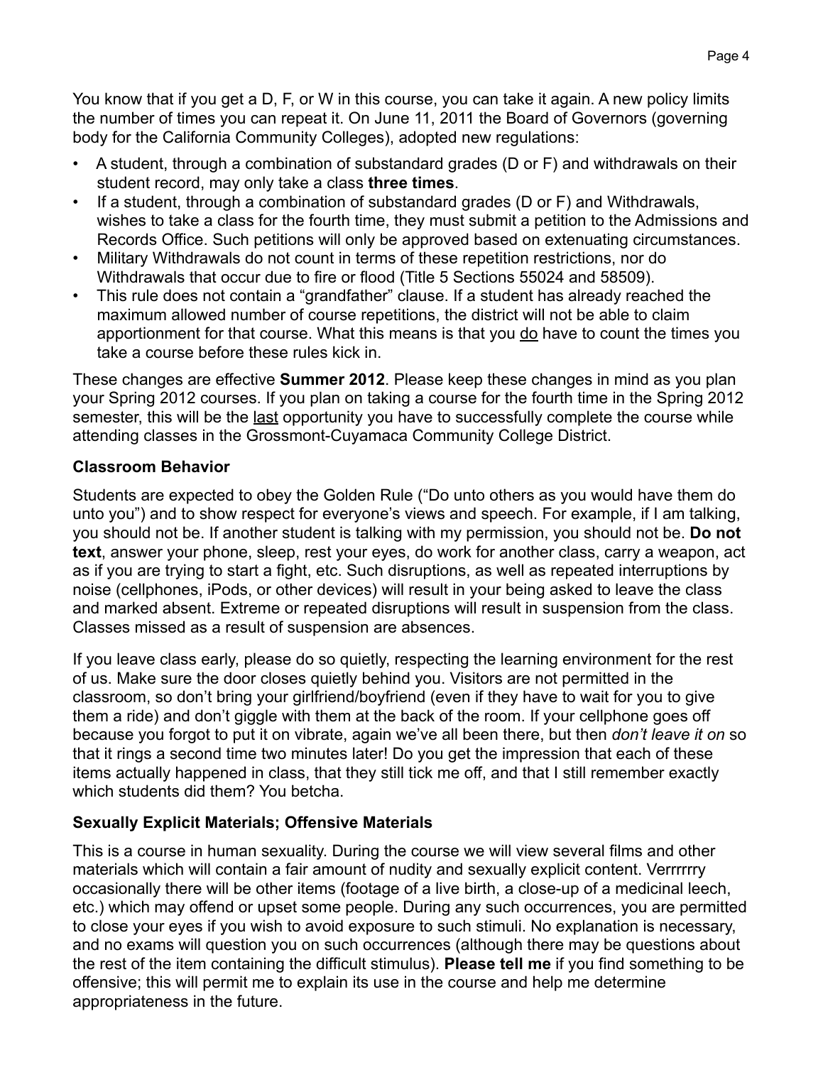You know that if you get a D, F, or W in this course, you can take it again. A new policy limits the number of times you can repeat it. On June 11, 2011 the Board of Governors (governing body for the California Community Colleges), adopted new regulations:

- A student, through a combination of substandard grades (D or F) and withdrawals on their student record, may only take a class **three times**.
- If a student, through a combination of substandard grades (D or F) and Withdrawals, wishes to take a class for the fourth time, they must submit a petition to the Admissions and Records Office. Such petitions will only be approved based on extenuating circumstances.
- Military Withdrawals do not count in terms of these repetition restrictions, nor do Withdrawals that occur due to fire or flood (Title 5 Sections 55024 and 58509).
- This rule does not contain a "grandfather" clause. If a student has already reached the maximum allowed number of course repetitions, the district will not be able to claim apportionment for that course. What this means is that you <u>do</u> have to count the times you take a course before these rules kick in.

These changes are effective **Summer 2012**. Please keep these changes in mind as you plan your Spring 2012 courses. If you plan on taking a course for the fourth time in the Spring 2012 semester, this will be the <u>last</u> opportunity you have to successfully complete the course while attending classes in the Grossmont-Cuyamaca Community College District.

**Classroom Behavior**

Students are expected to obey the Golden Rule ("Do unto others as you would have them do unto you") and to show respect for everyone's views and speech. For example, if I am talking, you should not be. If another student is talking with my permission, you should not be. **Do not text**, answer your phone, sleep, rest your eyes, do work for another class, carry a weapon, act as if you are trying to start a fight, etc. Such disruptions, as well as repeated interruptions by noise (cellphones, iPods, or other devices) will result in your being asked to leave the class and marked absent. Extreme or repeated disruptions will result in suspension from the class. Classes missed as a result of suspension are absences.

If you leave class early, please do so quietly, respecting the learning environment for the rest of us. Make sure the door closes quietly behind you. Visitors are not permitted in the classroom, so don't bring your girlfriend/boyfriend (even if they have to wait for you to give them a ride) and don't giggle with them at the back of the room. If your cellphone goes off because you forgot to put it on vibrate, again we've all been there, but then *don't leave it on* so that it rings a second time two minutes later! Do you get the impression that each of these items actually happened in class, that they still tick me off, and that I still remember exactly which students did them? You betcha.

**Sexually Explicit Materials; Offensive Materials**

This is a course in human sexuality. During the course we will view several films and other materials which will contain a fair amount of nudity and sexually explicit content. Verrrrrry occasionally there will be other items (footage of a live birth, a close-up of a medicinal leech, etc.) which may offend or upset some people. During any such occurrences, you are permitted to close your eyes if you wish to avoid exposure to such stimuli. No explanation is necessary, and no exams will question you on such occurrences (although there may be questions about the rest of the item containing the difficult stimulus). **Please tell me** if you find something to be offensive; this will permit me to explain its use in the course and help me determine appropriateness in the future.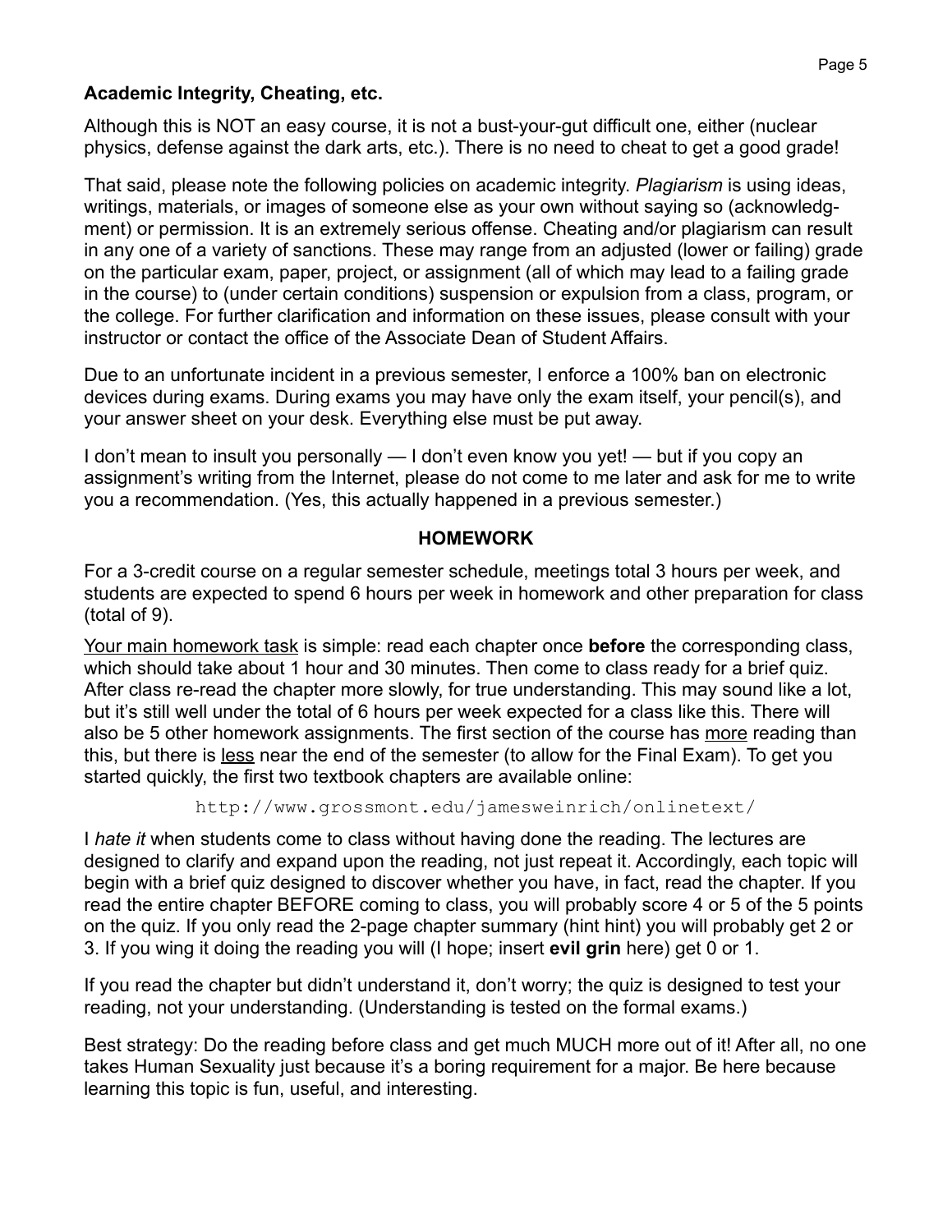**Academic Integrity, Cheating, etc.**

Although this is NOT an easy course, it is not a bust-your-gut difficult one, either (nuclear physics, defense against the dark arts, etc.). There is no need to cheat to get a good grade!

That said, please note the following policies on academic integrity. *Plagiarism* is using ideas, writings, materials, or images of someone else as your own without saying so (acknowledgment) or permission. It is an extremely serious offense. Cheating and/or plagiarism can result in any one of a variety of sanctions. These may range from an adjusted (lower or failing) grade on the particular exam, paper, project, or assignment (all of which may lead to a failing grade in the course) to (under certain conditions) suspension or expulsion from a class, program, or the college. For further clarification and information on these issues, please consult with your instructor or contact the office of the Associate Dean of Student Affairs.

Due to an unfortunate incident in a previous semester, I enforce a 100% ban on electronic devices during exams. During exams you may have only the exam itself, your pencil(s), and your answer sheet on your desk. Everything else must be put away.

I don't mean to insult you personally — I don't even know you yet! — but if you copy an assignment's writing from the Internet, please do not come to me later and ask for me to write you a recommendation. (Yes, this actually happened in a previous semester.)

## HOMEWORK

For a 3-credit course on a regular semester schedule, meetings total 3 hours per week, and students are expected to spend 6 hours per week in homework and other preparation for class (total of 9).

Your main homework task is simple: read each chapter once **before** the corresponding class, which should take about 1 hour and 30 minutes. Then come to class ready for a brief quiz. After class re-read the chapter more slowly, for true understanding. This may sound like a lot, but it's still well under the total of 6 hours per week expected for a class like this. There will also be 5 other homework assignments. The first section of the course has more reading than this, but there is less near the end of the semester (to allow for the Final Exam). To get you started quickly, the first two textbook chapters are available online:

http://www.grossmont.edu/jamesweinrich/onlinetext/

I *hate it* when students come to class without having done the reading. The lectures are designed to clarify and expand upon the reading, not just repeat it. Accordingly, each topic will begin with a brief quiz designed to discover whether you have, in fact, read the chapter. If you read the entire chapter BEFORE coming to class, you will probably score 4 or 5 of the 5 points on the quiz. If you only read the 2-page chapter summary (hint hint) you will probably get 2 or 3. If you wing it doing the reading you will (I hope; insert **evil grin** here) get 0 or 1.

If you read the chapter but didn't understand it, don't worry; the quiz is designed to test your reading, not your understanding. (Understanding is tested on the formal exams.)

Best strategy: Do the reading before class and get much MUCH more out of it! After all, no one takes Human Sexuality just because it's a boring requirement for a major. Be here because learning this topic is fun, useful, and interesting.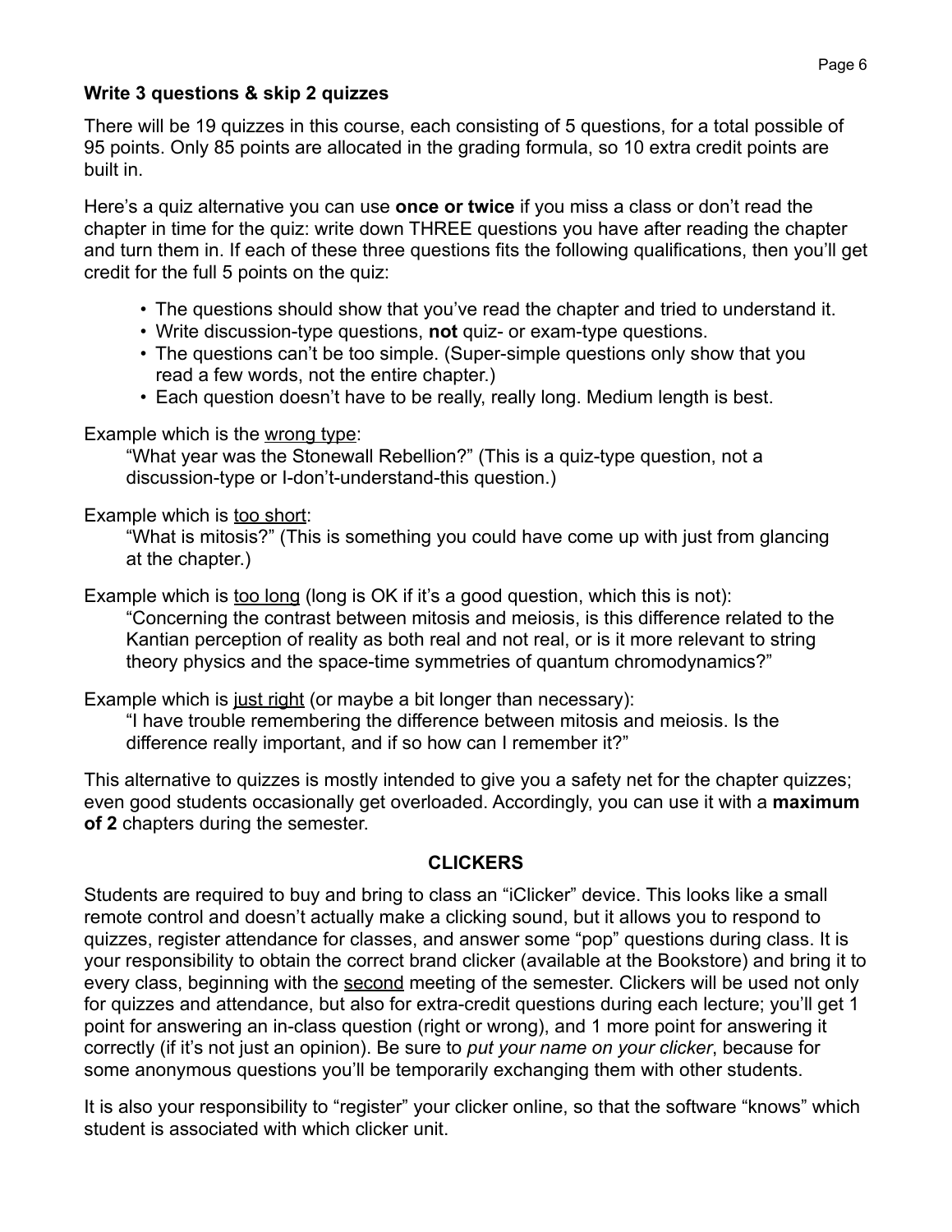**Write 3 questions & skip 2 quizzes**

There will be 19 quizzes in this course, each consisting of 5 questions, for a total possible of 95 points. Only 85 points are allocated in the grading formula, so 10 extra credit points are built in.

Here's a quiz alternative you can use **once or twice** if you miss a class or don't read the chapter in time for the quiz: write down THREE questions you have after reading the chapter and turn them in. If each of these three questions fits the following qualifications, then you'll get credit for the full 5 points on the quiz:

- The questions should show that you've read the chapter and tried to understand it.
- Write discussion-type questions, **not** quiz- or exam-type questions.
- The questions can't be too simple. (Super-simple questions only show that you read a few words, not the entire chapter.)
- Each question doesn't have to be really, really long. Medium length is best.

Example which is <u>wrong type</u>:

> "What year was the Stonewall Rebellion?" (This is a quiz-type question, not a discussion-type or I-don't-understand-this question.)

Example which is <u>too short</u>:

> "What is mitosis?" (This is something you could have come up with just from glancing at the chapter.)

Example which is <u>too long</u> (long is OK if it's a good question, which this is not):

> "Concerning the contrast between mitosis and meiosis, is this difference related to the Kantian perception of reality as both real and not real, or is it more relevant to string theory physics and the space-time symmetries of quantum chromodynamics?"

Example which is <u>just right</u> (or maybe a bit longer than necessary):

> "I have trouble remembering the difference between mitosis and meiosis. Is the difference really important, and if so how can I remember it?"

This alternative to quizzes is mostly intended to give you a safety net for the chapter quizzes; even good students occasionally get overloaded. Accordingly, you can use it with a **maximum of 2** chapters during the semester.

## CLICKERS

Students are required to buy and bring to class an "iClicker" device. This looks like a small remote control and doesn't actually make a clicking sound, but it allows you to respond to quizzes, register attendance for classes, and answer some "pop" questions during class. It is your responsibility to obtain the correct brand clicker (available at the Bookstore) and bring it to every class, beginning with the <u>second</u> meeting of the semester. Clickers will be used not only for quizzes and attendance, but also for extra-credit questions during each lecture; you'll get 1 point for answering an in-class question (right or wrong), and 1 more point for answering it correctly (if it's not just an opinion). Be sure to *put your name on your clicker*, because for some anonymous questions you'll be temporarily exchanging them with other students.

It is also your responsibility to "register" your clicker online, so that the software "knows" which student is associated with which clicker unit.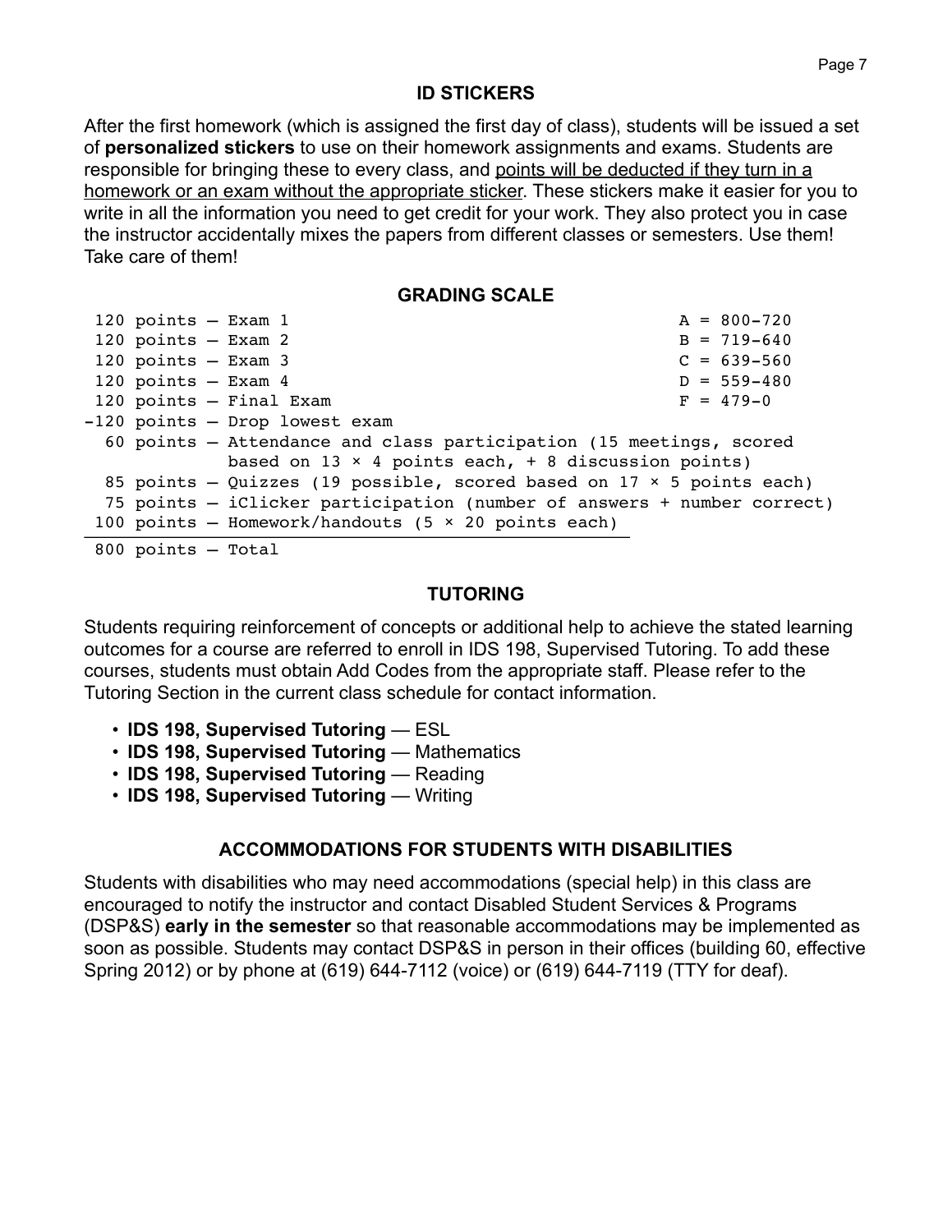## ID STICKERS

After the first homework (which is assigned the first day of class), students will be issued a set of **personalized stickers** to use on their homework assignments and exams. Students are responsible for bringing these to every class, and <u>points will be deducted if they turn in a homework or an exam without the appropriate sticker</u>. These stickers make it easier for you to write in all the information you need to get credit for your work. They also protect you in case the instructor accidentally mixes the papers from different classes or semesters. Use them! Take care of them!

## GRADING SCALE

```
 120 points – Exam 1                                             A = 800–720
 120 points – Exam 2                                             B = 719–640
 120 points – Exam 3                                             C = 639–560
 120 points – Exam 4                                             D = 559–480
 120 points – Final Exam                                         F = 479–0
-120 points – Drop lowest exam
  60 points – Attendance and class participation (15 meetings, scored
              based on 13 × 4 points each, + 8 discussion points)
  85 points – Quizzes (19 possible, scored based on 17 × 5 points each)
  75 points – iClicker participation (number of answers + number correct)
 100 points – Homework/handouts (5 × 20 points each)
 ________________________________________________________________
 800 points – Total
```

## TUTORING

Students requiring reinforcement of concepts or additional help to achieve the stated learning outcomes for a course are referred to enroll in IDS 198, Supervised Tutoring. To add these courses, students must obtain Add Codes from the appropriate staff. Please refer to the Tutoring Section in the current class schedule for contact information.

- **IDS 198, Supervised Tutoring** — ESL
- **IDS 198, Supervised Tutoring** — Mathematics
- **IDS 198, Supervised Tutoring** — Reading
- **IDS 198, Supervised Tutoring** — Writing

## ACCOMMODATIONS FOR STUDENTS WITH DISABILITIES

Students with disabilities who may need accommodations (special help) in this class are encouraged to notify the instructor and contact Disabled Student Services & Programs (DSP&S) **early in the semester** so that reasonable accommodations may be implemented as soon as possible. Students may contact DSP&S in person in their offices (building 60, effective Spring 2012) or by phone at (619) 644-7112 (voice) or (619) 644-7119 (TTY for deaf).